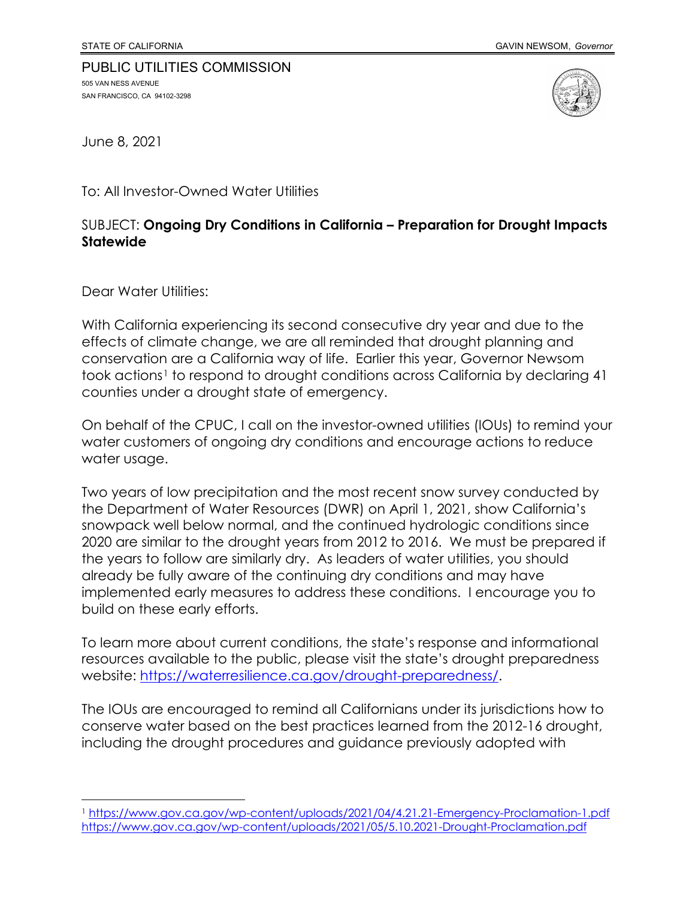STATE OF CALIFORNIA GAVIN NEWSOM, *Governor*

PUBLIC UTILITIES COMMISSION
505 VAN NESS AVENUE
SAN FRANCISCO, CA 94102-3298

June 8, 2021

To: All Investor-Owned Water Utilities

SUBJECT: **Ongoing Dry Conditions in California – Preparation for Drought Impacts Statewide**

Dear Water Utilities:

With California experiencing its second consecutive dry year and due to the effects of climate change, we are all reminded that drought planning and conservation are a California way of life. Earlier this year, Governor Newsom took actions[1] to respond to drought conditions across California by declaring 41 counties under a drought state of emergency.

On behalf of the CPUC, I call on the investor-owned utilities (IOUs) to remind your water customers of ongoing dry conditions and encourage actions to reduce water usage.

Two years of low precipitation and the most recent snow survey conducted by the Department of Water Resources (DWR) on April 1, 2021, show California's snowpack well below normal, and the continued hydrologic conditions since 2020 are similar to the drought years from 2012 to 2016. We must be prepared if the years to follow are similarly dry. As leaders of water utilities, you should already be fully aware of the continuing dry conditions and may have implemented early measures to address these conditions. I encourage you to build on these early efforts.

To learn more about current conditions, the state's response and informational resources available to the public, please visit the state's drought preparedness website: https://waterresilience.ca.gov/drought-preparedness/.

The IOUs are encouraged to remind all Californians under its jurisdictions how to conserve water based on the best practices learned from the 2012-16 drought, including the drought procedures and guidance previously adopted with

[1] https://www.gov.ca.gov/wp-content/uploads/2021/04/4.21.21-Emergency-Proclamation-1.pdf
https://www.gov.ca.gov/wp-content/uploads/2021/05/5.10.2021-Drought-Proclamation.pdf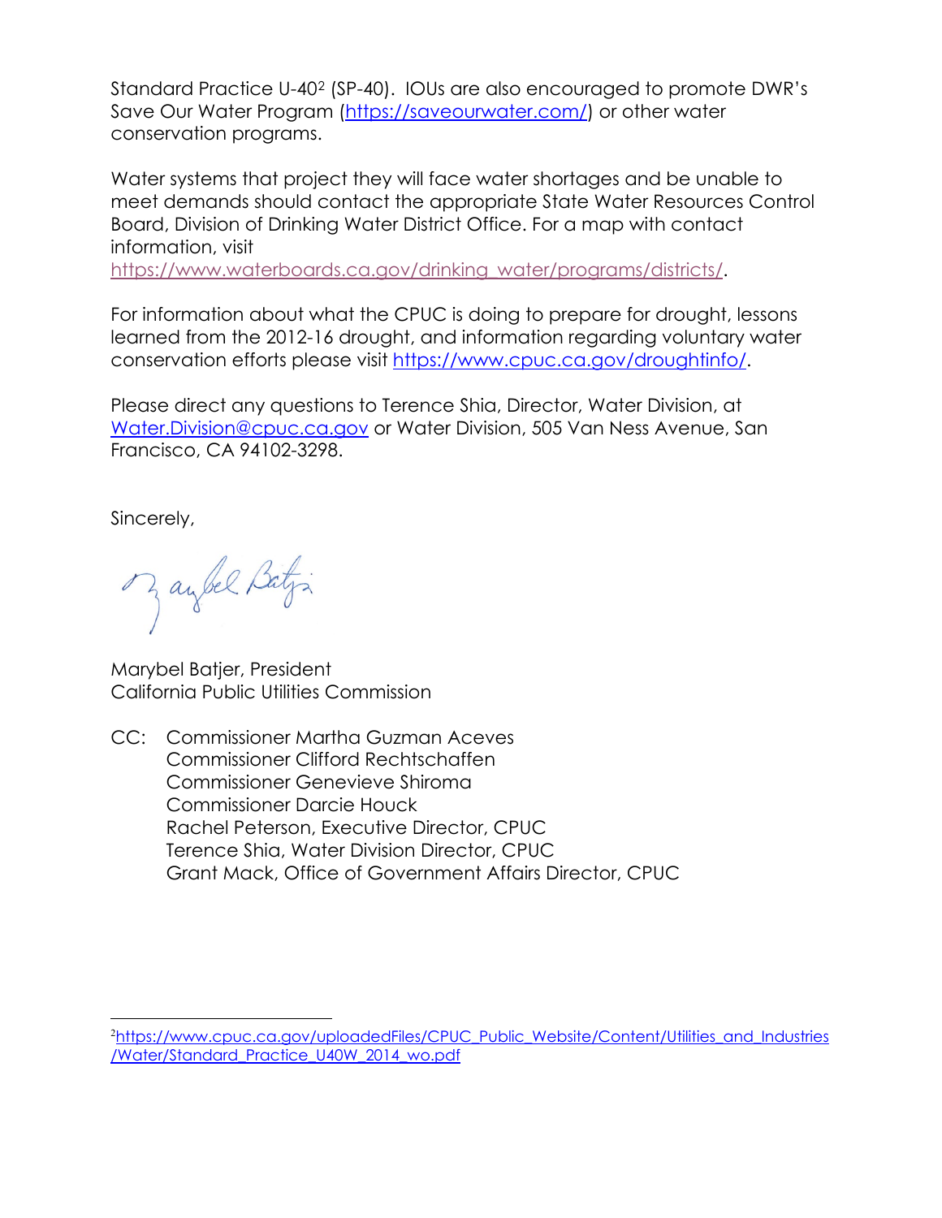Standard Practice U-40[2] (SP-40). IOUs are also encouraged to promote DWR's Save Our Water Program (https://saveourwater.com/) or other water conservation programs.

Water systems that project they will face water shortages and be unable to meet demands should contact the appropriate State Water Resources Control Board, Division of Drinking Water District Office. For a map with contact information, visit https://www.waterboards.ca.gov/drinking_water/programs/districts/.

For information about what the CPUC is doing to prepare for drought, lessons learned from the 2012-16 drought, and information regarding voluntary water conservation efforts please visit https://www.cpuc.ca.gov/droughtinfo/.

Please direct any questions to Terence Shia, Director, Water Division, at Water.Division@cpuc.ca.gov or Water Division, 505 Van Ness Avenue, San Francisco, CA 94102-3298.

Sincerely,

Marybel Batjer, President
California Public Utilities Commission

CC: Commissioner Martha Guzman Aceves
Commissioner Clifford Rechtschaffen
Commissioner Genevieve Shiroma
Commissioner Darcie Houck
Rachel Peterson, Executive Director, CPUC
Terence Shia, Water Division Director, CPUC
Grant Mack, Office of Government Affairs Director, CPUC

---

[2] https://www.cpuc.ca.gov/uploadedFiles/CPUC_Public_Website/Content/Utilities_and_Industries/Water/Standard_Practice_U40W_2014_wo.pdf